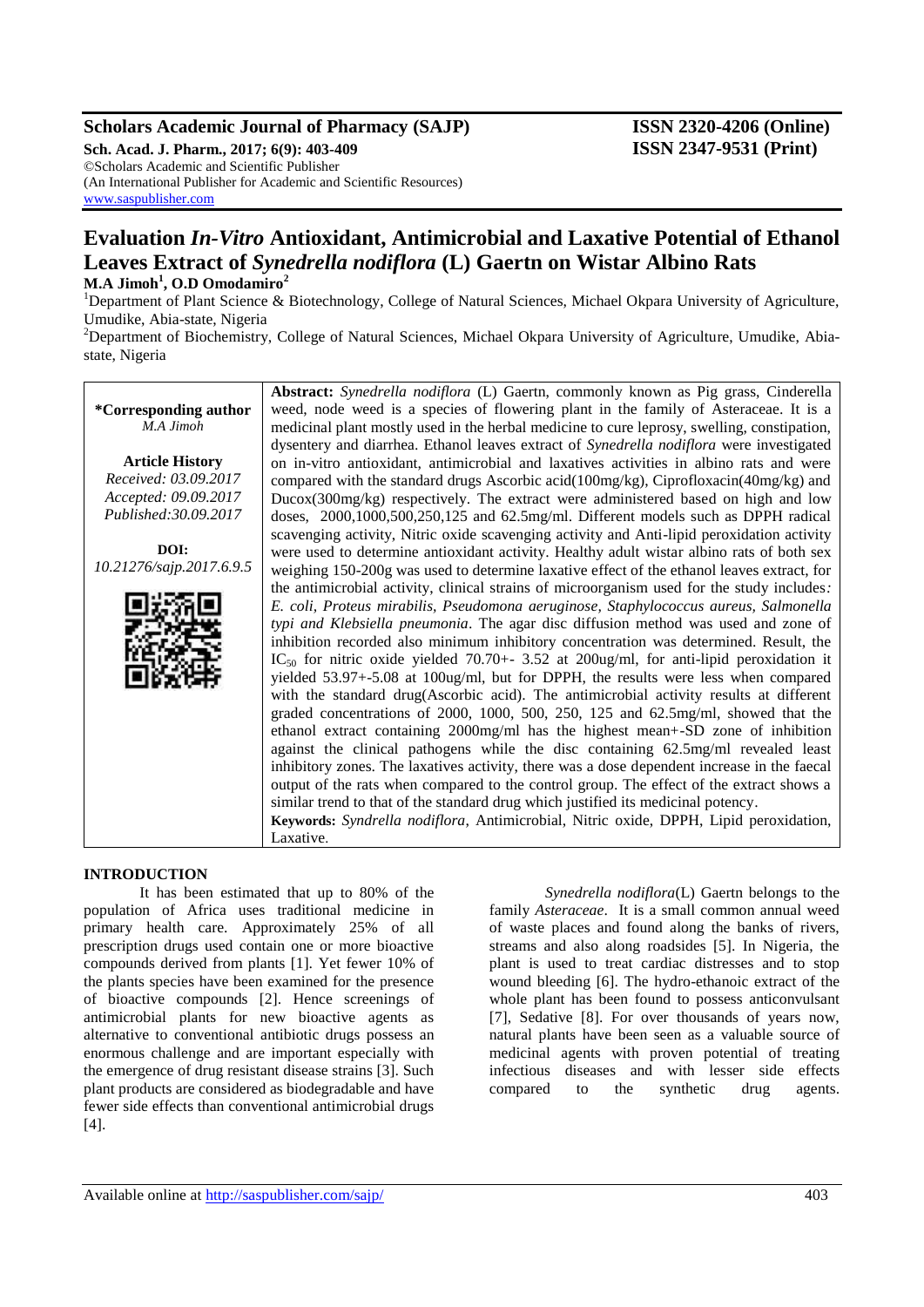# Evaluation *In-Vitro* Antioxidant, Antimicrobial and Laxative Potential of Ethanol Leaves Extract of *Synedrella nodiflora* (L) Gaertn on Wistar Albino Rats

**M.A Jimoh[1], O.D Omodamiro[2]**

[1]Department of Plant Science & Biotechnology, College of Natural Sciences, Michael Okpara University of Agriculture, Umudike, Abia-state, Nigeria

[2]Department of Biochemistry, College of Natural Sciences, Michael Okpara University of Agriculture, Umudike, Abia-state, Nigeria

**\*Corresponding author**
*M.A Jimoh*

**Article History**
*Received: 03.09.2017*
*Accepted: 09.09.2017*
*Published:30.09.2017*

**DOI:**
*10.21276/sajp.2017.6.9.5*

**Abstract:** *Synedrella nodiflora* (L) Gaertn, commonly known as Pig grass, Cinderella weed, node weed is a species of flowering plant in the family of Asteraceae. It is a medicinal plant mostly used in the herbal medicine to cure leprosy, swelling, constipation, dysentery and diarrhea. Ethanol leaves extract of *Synedrella nodiflora* were investigated on in-vitro antioxidant, antimicrobial and laxatives activities in albino rats and were compared with the standard drugs Ascorbic acid(100mg/kg), Ciprofloxacin(40mg/kg) and Ducox(300mg/kg) respectively. The extract were administered based on high and low doses, 2000,1000,500,250,125 and 62.5mg/ml. Different models such as DPPH radical scavenging activity, Nitric oxide scavenging activity and Anti-lipid peroxidation activity were used to determine antioxidant activity. Healthy adult wistar albino rats of both sex weighing 150-200g was used to determine laxative effect of the ethanol leaves extract, for the antimicrobial activity, clinical strains of microorganism used for the study includes*: E. coli, Proteus mirabilis, Pseudomona aeruginose, Staphylococcus aureus, Salmonella typi and Klebsiella pneumonia*. The agar disc diffusion method was used and zone of inhibition recorded also minimum inhibitory concentration was determined. Result, the $IC_{50}$ for nitric oxide yielded 70.70+- 3.52 at 200ug/ml, for anti-lipid peroxidation it yielded 53.97+-5.08 at 100ug/ml, but for DPPH, the results were less when compared with the standard drug(Ascorbic acid). The antimicrobial activity results at different graded concentrations of 2000, 1000, 500, 250, 125 and 62.5mg/ml, showed that the ethanol extract containing 2000mg/ml has the highest mean+-SD zone of inhibition against the clinical pathogens while the disc containing 62.5mg/ml revealed least inhibitory zones. The laxatives activity, there was a dose dependent increase in the faecal output of the rats when compared to the control group. The effect of the extract shows a similar trend to that of the standard drug which justified its medicinal potency.

**Keywords:** *Syndrella nodiflora*, Antimicrobial, Nitric oxide, DPPH, Lipid peroxidation, Laxative.

## INTRODUCTION

It has been estimated that up to 80% of the population of Africa uses traditional medicine in primary health care. Approximately 25% of all prescription drugs used contain one or more bioactive compounds derived from plants [1]. Yet fewer 10% of the plants species have been examined for the presence of bioactive compounds [2]. Hence screenings of antimicrobial plants for new bioactive agents as alternative to conventional antibiotic drugs possess an enormous challenge and are important especially with the emergence of drug resistant disease strains [3]. Such plant products are considered as biodegradable and have fewer side effects than conventional antimicrobial drugs [4].

*Synedrella nodiflora*(L) Gaertn belongs to the family *Asteraceae*. It is a small common annual weed of waste places and found along the banks of rivers, streams and also along roadsides [5]. In Nigeria, the plant is used to treat cardiac distresses and to stop wound bleeding [6]. The hydro-ethanoic extract of the whole plant has been found to possess anticonvulsant [7], Sedative [8]. For over thousands of years now, natural plants have been seen as a valuable source of medicinal agents with proven potential of treating infectious diseases and with lesser side effects compared to the synthetic drug agents.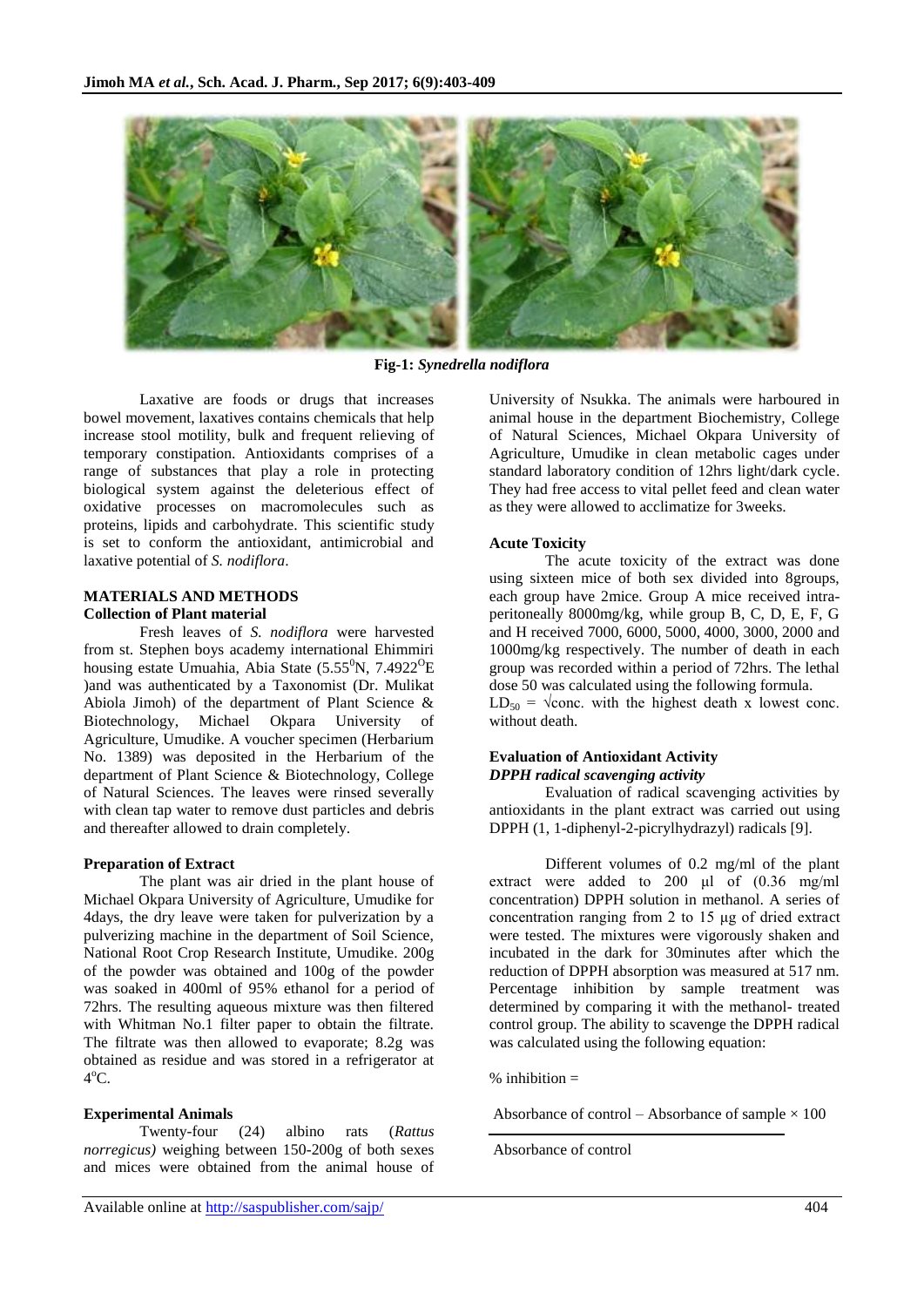Fig-1: *Synedrella nodiflora*

Laxative are foods or drugs that increases bowel movement, laxatives contains chemicals that help increase stool motility, bulk and frequent relieving of temporary constipation. Antioxidants comprises of a range of substances that play a role in protecting biological system against the deleterious effect of oxidative processes on macromolecules such as proteins, lipids and carbohydrate. This scientific study is set to conform the antioxidant, antimicrobial and laxative potential of *S. nodiflora*.

## MATERIALS AND METHODS

### Collection of Plant material

Fresh leaves of *S. nodiflora* were harvested from st. Stephen boys academy international Ehimmiri housing estate Umuahia, Abia State ($5.55^0$N, $7.4922^O$E )and was authenticated by a Taxonomist (Dr. Mulikat Abiola Jimoh) of the department of Plant Science & Biotechnology, Michael Okpara University of Agriculture, Umudike. A voucher specimen (Herbarium No. 1389) was deposited in the Herbarium of the department of Plant Science & Biotechnology, College of Natural Sciences. The leaves were rinsed severally with clean tap water to remove dust particles and debris and thereafter allowed to drain completely.

### Preparation of Extract

The plant was air dried in the plant house of Michael Okpara University of Agriculture, Umudike for 4days, the dry leave were taken for pulverization by a pulverizing machine in the department of Soil Science, National Root Crop Research Institute, Umudike. 200g of the powder was obtained and 100g of the powder was soaked in 400ml of 95% ethanol for a period of 72hrs. The resulting aqueous mixture was then filtered with Whitman No.1 filter paper to obtain the filtrate. The filtrate was then allowed to evaporate; 8.2g was obtained as residue and was stored in a refrigerator at $4^o$C.

### Experimental Animals

Twenty-four (24) albino rats (*Rattus norregicus)* weighing between 150-200g of both sexes and mices were obtained from the animal house of University of Nsukka. The animals were harboured in animal house in the department Biochemistry, College of Natural Sciences, Michael Okpara University of Agriculture, Umudike in clean metabolic cages under standard laboratory condition of 12hrs light/dark cycle. They had free access to vital pellet feed and clean water as they were allowed to acclimatize for 3weeks.

### Acute Toxicity

The acute toxicity of the extract was done using sixteen mice of both sex divided into 8groups, each group have 2mice. Group A mice received intra-peritoneally 8000mg/kg, while group B, C, D, E, F, G and H received 7000, 6000, 5000, 4000, 3000, 2000 and 1000mg/kg respectively. The number of death in each group was recorded within a period of 72hrs. The lethal dose 50 was calculated using the following formula.

$LD_{50}$ = √conc. with the highest death x lowest conc. without death.

### Evaluation of Antioxidant Activity

#### *DPPH radical scavenging activity*

Evaluation of radical scavenging activities by antioxidants in the plant extract was carried out using DPPH (1, 1-diphenyl-2-picrylhydrazyl) radicals [9].

Different volumes of 0.2 mg/ml of the plant extract were added to 200 µl of (0.36 mg/ml concentration) DPPH solution in methanol. A series of concentration ranging from 2 to 15 µg of dried extract were tested. The mixtures were vigorously shaken and incubated in the dark for 30minutes after which the reduction of DPPH absorption was measured at 517 nm. Percentage inhibition by sample treatment was determined by comparing it with the methanol- treated control group. The ability to scavenge the DPPH radical was calculated using the following equation:

$$\% \text{ inhibition} = \frac{\text{Absorbance of control} - \text{Absorbance of sample} \times 100}{\text{Absorbance of control}}$$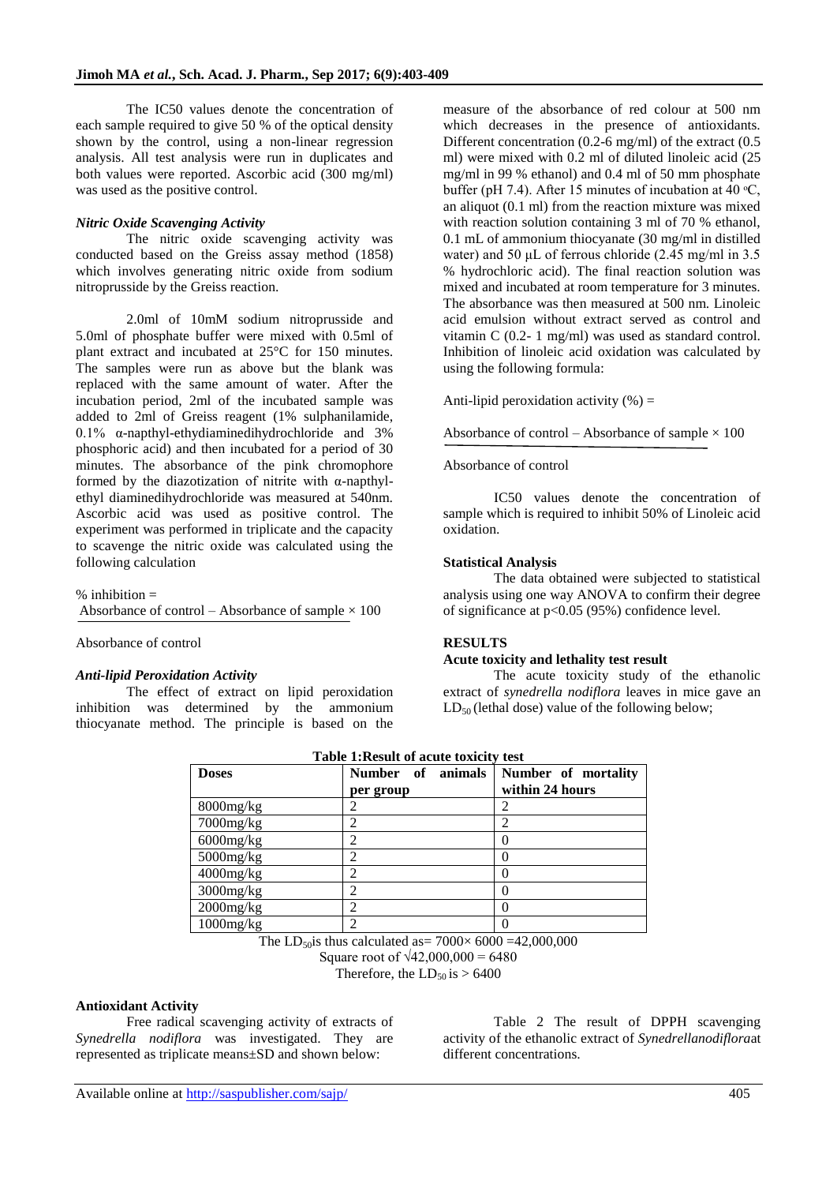The IC50 values denote the concentration of each sample required to give 50 % of the optical density shown by the control, using a non-linear regression analysis. All test analysis were run in duplicates and both values were reported. Ascorbic acid (300 mg/ml) was used as the positive control.

### *Nitric Oxide Scavenging Activity*

The nitric oxide scavenging activity was conducted based on the Greiss assay method (1858) which involves generating nitric oxide from sodium nitroprusside by the Greiss reaction.

2.0ml of 10mM sodium nitroprusside and 5.0ml of phosphate buffer were mixed with 0.5ml of plant extract and incubated at 25°C for 150 minutes. The samples were run as above but the blank was replaced with the same amount of water. After the incubation period, 2ml of the incubated sample was added to 2ml of Greiss reagent (1% sulphanilamide, 0.1% α-napthyl-ethydiaminedihydrochloride and 3% phosphoric acid) and then incubated for a period of 30 minutes. The absorbance of the pink chromophore formed by the diazotization of nitrite with α-napthyl-ethyl diaminedihydrochloride was measured at 540nm. Ascorbic acid was used as positive control. The experiment was performed in triplicate and the capacity to scavenge the nitric oxide was calculated using the following calculation

$$\% \text{ inhibition} = \frac{\text{Absorbance of control} - \text{Absorbance of sample} \times 100}{\text{Absorbance of control}}$$

### *Anti-lipid Peroxidation Activity*

The effect of extract on lipid peroxidation inhibition was determined by the ammonium thiocyanate method. The principle is based on the measure of the absorbance of red colour at 500 nm which decreases in the presence of antioxidants. Different concentration (0.2-6 mg/ml) of the extract (0.5 ml) were mixed with 0.2 ml of diluted linoleic acid (25 mg/ml in 99 % ethanol) and 0.4 ml of 50 mm phosphate buffer (pH 7.4). After 15 minutes of incubation at 40 °C, an aliquot (0.1 ml) from the reaction mixture was mixed with reaction solution containing 3 ml of 70 % ethanol, 0.1 mL of ammonium thiocyanate (30 mg/ml in distilled water) and 50 μL of ferrous chloride (2.45 mg/ml in 3.5 % hydrochloric acid). The final reaction solution was mixed and incubated at room temperature for 3 minutes. The absorbance was then measured at 500 nm. Linoleic acid emulsion without extract served as control and vitamin C (0.2- 1 mg/ml) was used as standard control. Inhibition of linoleic acid oxidation was calculated by using the following formula:

$$\text{Anti-lipid peroxidation activity } (\%) = \frac{\text{Absorbance of control} - \text{Absorbance of sample} \times 100}{\text{Absorbance of control}}$$

IC50 values denote the concentration of sample which is required to inhibit 50% of Linoleic acid oxidation.

### Statistical Analysis

The data obtained were subjected to statistical analysis using one way ANOVA to confirm their degree of significance at $p<0.05$ (95%) confidence level.

## RESULTS

### Acute toxicity and lethality test result

The acute toxicity study of the ethanolic extract of *synedrella nodiflora* leaves in mice gave an $LD_{50}$ (lethal dose) value of the following below;

**Table 1:Result of acute toxicity test**

| Doses | Number of animals per group | Number of mortality within 24 hours |
|---|---|---|
| 8000mg/kg | 2 | 2 |
| 7000mg/kg | 2 | 2 |
| 6000mg/kg | 2 | 0 |
| 5000mg/kg | 2 | 0 |
| 4000mg/kg | 2 | 0 |
| 3000mg/kg | 2 | 0 |
| 2000mg/kg | 2 | 0 |
| 1000mg/kg | 2 | 0 |

The $LD_{50}$is thus calculated as= $7000\times 6000 = 42{,}000{,}000$

Square root of $\sqrt{42{,}000{,}000} = 6480$

Therefore, the $LD_{50}$ is > 6400

### Antioxidant Activity

Free radical scavenging activity of extracts of *Synedrella nodiflora* was investigated. They are represented as triplicate means±SD and shown below:

Table 2 The result of DPPH scavenging activity of the ethanolic extract of *Synedrellanodiflora*at different concentrations.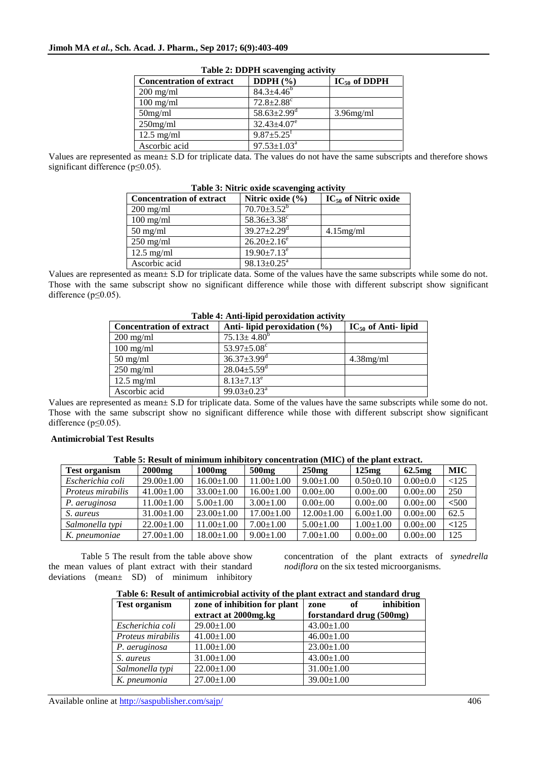**Table 2: DDPH scavenging activity**

| Concentration of extract | DDPH (%) | $IC_{50}$ of DDPH |
|---|---|---|
| 200 mg/ml | $84.3\pm4.46^{b}$ | |
| 100 mg/ml | $72.8\pm2.88^{c}$ | |
| 50mg/ml | $58.63\pm2.99^{d}$ | 3.96mg/ml |
| 250mg/ml | $32.43\pm4.07^{e}$ | |
| 12.5 mg/ml | $9.87\pm5.25^{f}$ | |
| Ascorbic acid | $97.53\pm1.03^{a}$ | |

Values are represented as mean± S.D for triplicate data. The values do not have the same subscripts and therefore shows significant difference ($p\leq0.05$).

**Table 3: Nitric oxide scavenging activity**

| Concentration of extract | Nitric oxide (%) | $IC_{50}$ of Nitric oxide |
|---|---|---|
| 200 mg/ml | $70.70\pm3.52^{b}$ | |
| 100 mg/ml | $58.36\pm3.38^{c}$ | |
| 50 mg/ml | $39.27\pm2.29^{d}$ | 4.15mg/ml |
| 250 mg/ml | $26.20\pm2.16^{e}$ | |
| 12.5 mg/ml | $19.90\pm7.13^{e}$ | |
| Ascorbic acid | $98.13\pm0.25^{a}$ | |

Values are represented as mean± S.D for triplicate data. Some of the values have the same subscripts while some do not. Those with the same subscript show no significant difference while those with different subscript show significant difference ($p\leq0.05$).

**Table 4: Anti-lipid peroxidation activity**

| Concentration of extract | Anti- lipid peroxidation (%) | $IC_{50}$ of Anti- lipid |
|---|---|---|
| 200 mg/ml | $75.13\pm4.80^{b}$ | |
| 100 mg/ml | $53.97\pm5.08^{c}$ | |
| 50 mg/ml | $36.37\pm3.99^{d}$ | 4.38mg/ml |
| 250 mg/ml | $28.04\pm5.59^{d}$ | |
| 12.5 mg/ml | $8.13\pm7.13^{e}$ | |
| Ascorbic acid | $99.03\pm0.23^{a}$ | |

Values are represented as mean± S.D for triplicate data. Some of the values have the same subscripts while some do not. Those with the same subscript show no significant difference while those with different subscript show significant difference ($p\leq0.05$).

**Antimicrobial Test Results**

**Table 5: Result of minimum inhibitory concentration (MIC) of the plant extract.**

| Test organism | 2000mg | 1000mg | 500mg | 250mg | 125mg | 62.5mg | MIC |
|---|---|---|---|---|---|---|---|
| *Escherichia coli* | 29.00±1.00 | 16.00±1.00 | 11.00±1.00 | 9.00±1.00 | 0.50±0.10 | 0.00±0.0 | <125 |
| *Proteus mirabilis* | 41.00±1.00 | 33.00±1.00 | 16.00±1.00 | 0.00±.00 | 0.00±.00 | 0.00±.00 | 250 |
| *P. aeruginosa* | 11.00±1.00 | 5.00±1.00 | 3.00±1.00 | 0.00±.00 | 0.00±.00 | 0.00±.00 | <500 |
| *S. aureus* | 31.00±1.00 | 23.00±1.00 | 17.00±1.00 | 12.00±1.00 | 6.00±1.00 | 0.00±.00 | 62.5 |
| *Salmonella typi* | 22.00±1.00 | 11.00±1.00 | 7.00±1.00 | 5.00±1.00 | 1.00±1.00 | 0.00±.00 | <125 |
| *K. pneumoniae* | 27.00±1.00 | 18.00±1.00 | 9.00±1.00 | 7.00±1.00 | 0.00±.00 | 0.00±.00 | 125 |

Table 5 The result from the table above show the mean values of plant extract with their standard deviations (mean± SD) of minimum inhibitory concentration of the plant extracts of *synedrella nodiflora* on the six tested microorganisms.

**Table 6: Result of antimicrobial activity of the plant extract and standard drug**

| Test organism | zone of inhibition for plant extract at 2000mg.kg | zone of inhibition forstandard drug (500mg) |
|---|---|---|
| *Escherichia coli* | 29.00±1.00 | 43.00±1.00 |
| *Proteus mirabilis* | 41.00±1.00 | 46.00±1.00 |
| *P. aeruginosa* | 11.00±1.00 | 23.00±1.00 |
| *S. aureus* | 31.00±1.00 | 43.00±1.00 |
| *Salmonella typi* | 22.00±1.00 | 31.00±1.00 |
| *K. pneumonia* | 27.00±1.00 | 39.00±1.00 |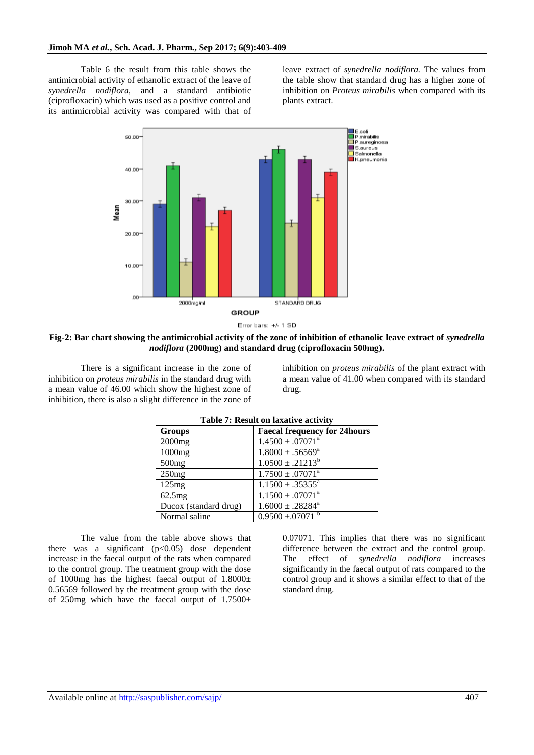Table 6 the result from this table shows the antimicrobial activity of ethanolic extract of the leave of *synedrella nodiflora*, and a standard antibiotic (ciprofloxacin) which was used as a positive control and its antimicrobial activity was compared with that of leave extract of *synedrella nodiflora.* The values from the table show that standard drug has a higher zone of inhibition on *Proteus mirabilis* when compared with its plants extract.

**Fig-2: Bar chart showing the antimicrobial activity of the zone of inhibition of ethanolic leave extract of *synedrella nodiflora* (2000mg) and standard drug (ciprofloxacin 500mg).**

There is a significant increase in the zone of inhibition on *proteus mirabilis* in the standard drug with a mean value of 46.00 which show the highest zone of inhibition, there is also a slight difference in the zone of inhibition on *proteus mirabilis* of the plant extract with a mean value of 41.00 when compared with its standard drug.

**Table 7: Result on laxative activity**

| Groups | Faecal frequency for 24hours |
|---|---|
| 2000mg | 1.4500 ± .07071[a] |
| 1000mg | 1.8000 ± .56569[a] |
| 500mg | 1.0500 ± .21213[b] |
| 250mg | 1.7500 ± .07071[a] |
| 125mg | 1.1500 ± .35355[a] |
| 62.5mg | 1.1500 ± .07071[a] |
| Ducox (standard drug) | 1.6000 ± .28284[a] |
| Normal saline | 0.9500 ±.07071 [b] |

The value from the table above shows that there was a significant ($p<0.05$) dose dependent increase in the faecal output of the rats when compared to the control group. The treatment group with the dose of 1000mg has the highest faecal output of 1.8000± 0.56569 followed by the treatment group with the dose of 250mg which have the faecal output of 1.7500± 0.07071. This implies that there was no significant difference between the extract and the control group. The effect of *synedrella nodiflora* increases significantly in the faecal output of rats compared to the control group and it shows a similar effect to that of the standard drug.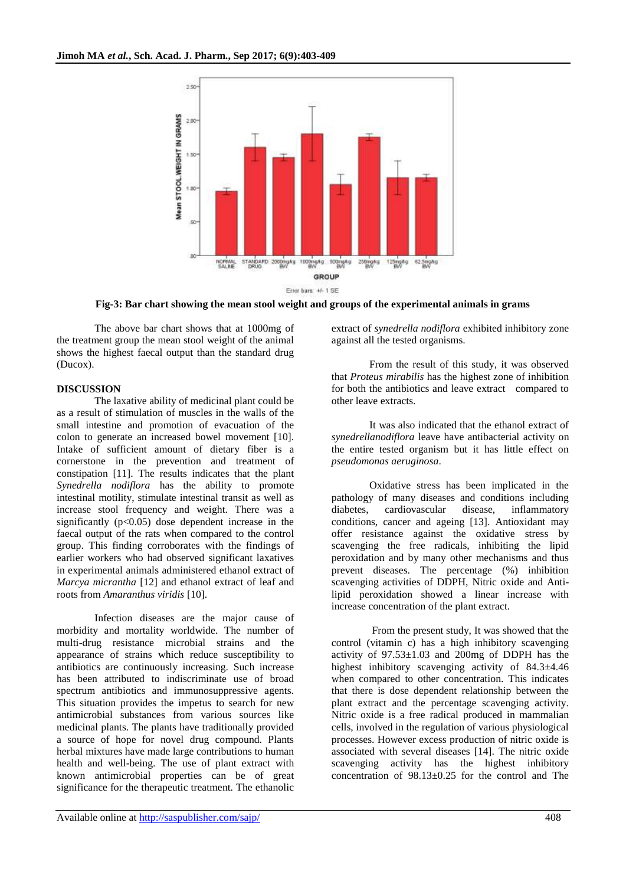Fig-3: Bar chart showing the mean stool weight and groups of the experimental animals in grams

The above bar chart shows that at 1000mg of the treatment group the mean stool weight of the animal shows the highest faecal output than the standard drug (Ducox).

## DISCUSSION

The laxative ability of medicinal plant could be as a result of stimulation of muscles in the walls of the small intestine and promotion of evacuation of the colon to generate an increased bowel movement [10]. Intake of sufficient amount of dietary fiber is a cornerstone in the prevention and treatment of constipation [11]. The results indicates that the plant *Synedrella nodiflora* has the ability to promote intestinal motility, stimulate intestinal transit as well as increase stool frequency and weight. There was a significantly ($p<0.05$) dose dependent increase in the faecal output of the rats when compared to the control group. This finding corroborates with the findings of earlier workers who had observed significant laxatives in experimental animals administered ethanol extract of *Marcya micrantha* [12] and ethanol extract of leaf and roots from *Amaranthus viridis* [10].

Infection diseases are the major cause of morbidity and mortality worldwide. The number of multi-drug resistance microbial strains and the appearance of strains which reduce susceptibility to antibiotics are continuously increasing. Such increase has been attributed to indiscriminate use of broad spectrum antibiotics and immunosuppressive agents. This situation provides the impetus to search for new antimicrobial substances from various sources like medicinal plants. The plants have traditionally provided a source of hope for novel drug compound. Plants herbal mixtures have made large contributions to human health and well-being. The use of plant extract with known antimicrobial properties can be of great significance for the therapeutic treatment. The ethanolic extract of *synedrella nodiflora* exhibited inhibitory zone against all the tested organisms.

From the result of this study, it was observed that *Proteus mirabilis* has the highest zone of inhibition for both the antibiotics and leave extract compared to other leave extracts.

It was also indicated that the ethanol extract of *synedrellanodiflora* leave have antibacterial activity on the entire tested organism but it has little effect on *pseudomonas aeruginosa*.

Oxidative stress has been implicated in the pathology of many diseases and conditions including diabetes, cardiovascular disease, inflammatory conditions, cancer and ageing [13]. Antioxidant may offer resistance against the oxidative stress by scavenging the free radicals, inhibiting the lipid peroxidation and by many other mechanisms and thus prevent diseases. The percentage (%) inhibition scavenging activities of DDPH, Nitric oxide and Anti-lipid peroxidation showed a linear increase with increase concentration of the plant extract.

From the present study, It was showed that the control (vitamin c) has a high inhibitory scavenging activity of 97.53±1.03 and 200mg of DDPH has the highest inhibitory scavenging activity of 84.3±4.46 when compared to other concentration. This indicates that there is dose dependent relationship between the plant extract and the percentage scavenging activity. Nitric oxide is a free radical produced in mammalian cells, involved in the regulation of various physiological processes. However excess production of nitric oxide is associated with several diseases [14]. The nitric oxide scavenging activity has the highest inhibitory concentration of 98.13±0.25 for the control and The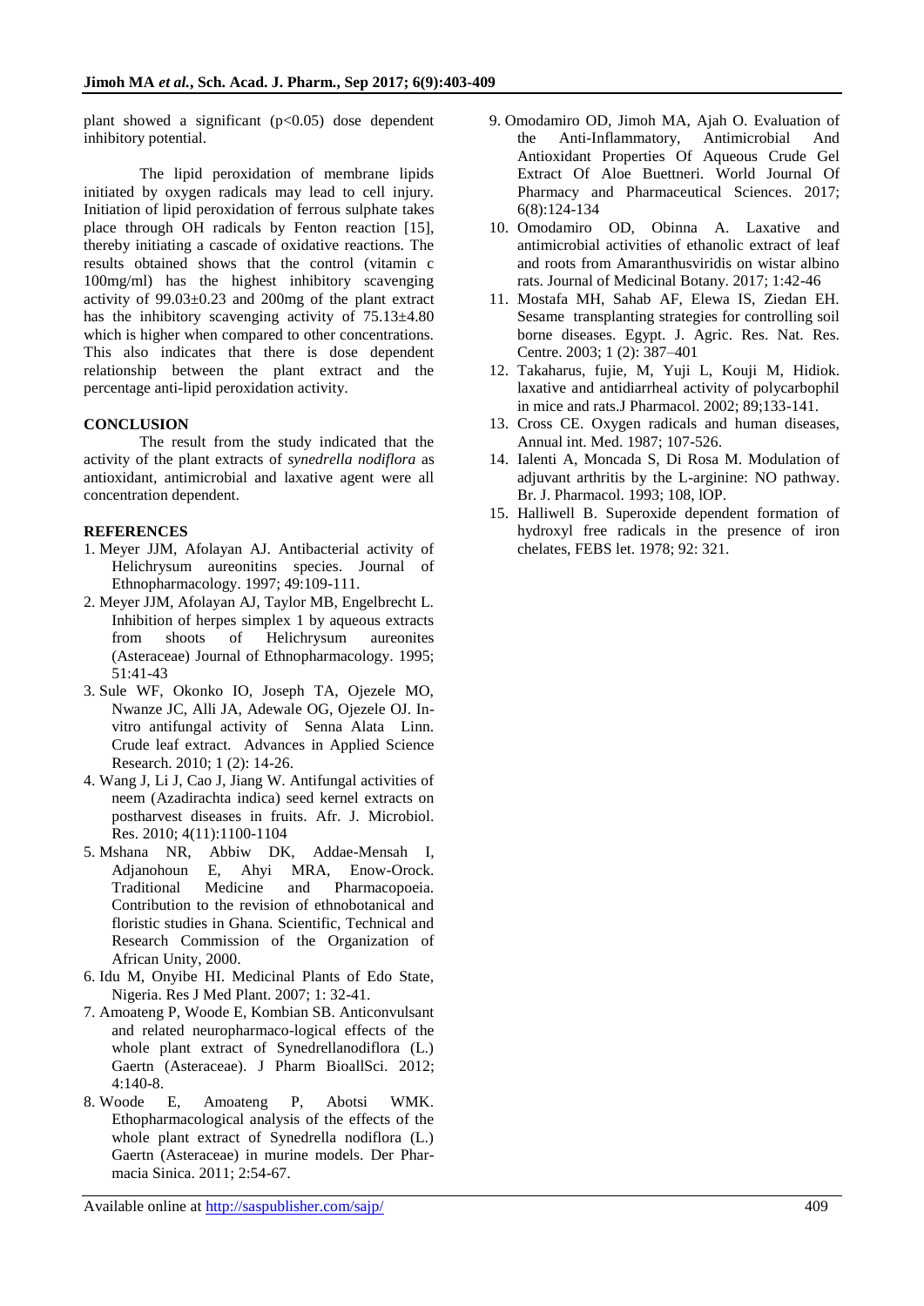plant showed a significant ($p<0.05$) dose dependent inhibitory potential.

The lipid peroxidation of membrane lipids initiated by oxygen radicals may lead to cell injury. Initiation of lipid peroxidation of ferrous sulphate takes place through OH radicals by Fenton reaction [15], thereby initiating a cascade of oxidative reactions. The results obtained shows that the control (vitamin c 100mg/ml) has the highest inhibitory scavenging activity of 99.03±0.23 and 200mg of the plant extract has the inhibitory scavenging activity of 75.13±4.80 which is higher when compared to other concentrations. This also indicates that there is dose dependent relationship between the plant extract and the percentage anti-lipid peroxidation activity.

## CONCLUSION

The result from the study indicated that the activity of the plant extracts of *synedrella nodiflora* as antioxidant, antimicrobial and laxative agent were all concentration dependent.

## REFERENCES

1. Meyer JJM, Afolayan AJ. Antibacterial activity of Helichrysum aureonitins species. Journal of Ethnopharmacology. 1997; 49:109-111.
2. Meyer JJM, Afolayan AJ, Taylor MB, Engelbrecht L. Inhibition of herpes simplex 1 by aqueous extracts from shoots of Helichrysum aureonites (Asteraceae) Journal of Ethnopharmacology. 1995; 51:41-43
3. Sule WF, Okonko IO, Joseph TA, Ojezele MO, Nwanze JC, Alli JA, Adewale OG, Ojezele OJ. In-vitro antifungal activity of Senna Alata Linn. Crude leaf extract. Advances in Applied Science Research. 2010; 1 (2): 14-26.
4. Wang J, Li J, Cao J, Jiang W. Antifungal activities of neem (Azadirachta indica) seed kernel extracts on postharvest diseases in fruits. Afr. J. Microbiol. Res. 2010; 4(11):1100-1104
5. Mshana NR, Abbiw DK, Addae-Mensah I, Adjanohoun E, Ahyi MRA, Enow-Orock. Traditional Medicine and Pharmacopoeia. Contribution to the revision of ethnobotanical and floristic studies in Ghana. Scientific, Technical and Research Commission of the Organization of African Unity, 2000.
6. Idu M, Onyibe HI. Medicinal Plants of Edo State, Nigeria. Res J Med Plant. 2007; 1: 32-41.
7. Amoateng P, Woode E, Kombian SB. Anticonvulsant and related neuropharmaco-logical effects of the whole plant extract of Synedrellanodiflora (L.) Gaertn (Asteraceae). J Pharm BioallSci. 2012; 4:140-8.
8. Woode E, Amoateng P, Abotsi WMK. Ethopharmacological analysis of the effects of the whole plant extract of Synedrella nodiflora (L.) Gaertn (Asteraceae) in murine models. Der Pharmacia Sinica. 2011; 2:54-67.
9. Omodamiro OD, Jimoh MA, Ajah O. Evaluation of the Anti-Inflammatory, Antimicrobial And Antioxidant Properties Of Aqueous Crude Gel Extract Of Aloe Buettneri. World Journal Of Pharmacy and Pharmaceutical Sciences. 2017; 6(8):124-134
10. Omodamiro OD, Obinna A. Laxative and antimicrobial activities of ethanolic extract of leaf and roots from Amaranthusviridis on wistar albino rats. Journal of Medicinal Botany. 2017; 1:42-46
11. Mostafa MH, Sahab AF, Elewa IS, Ziedan EH. Sesame transplanting strategies for controlling soil borne diseases. Egypt. J. Agric. Res. Nat. Res. Centre. 2003; 1 (2): 387–401
12. Takaharus, fujie, M, Yuji L, Kouji M, Hidiok. laxative and antidiarrheal activity of polycarbophil in mice and rats.J Pharmacol. 2002; 89;133-141.
13. Cross CE. Oxygen radicals and human diseases, Annual int. Med. 1987; 107-526.
14. Ialenti A, Moncada S, Di Rosa M. Modulation of adjuvant arthritis by the L-arginine: NO pathway. Br. J. Pharmacol. 1993; 108, lOP.
15. Halliwell B. Superoxide dependent formation of hydroxyl free radicals in the presence of iron chelates, FEBS let. 1978; 92: 321.